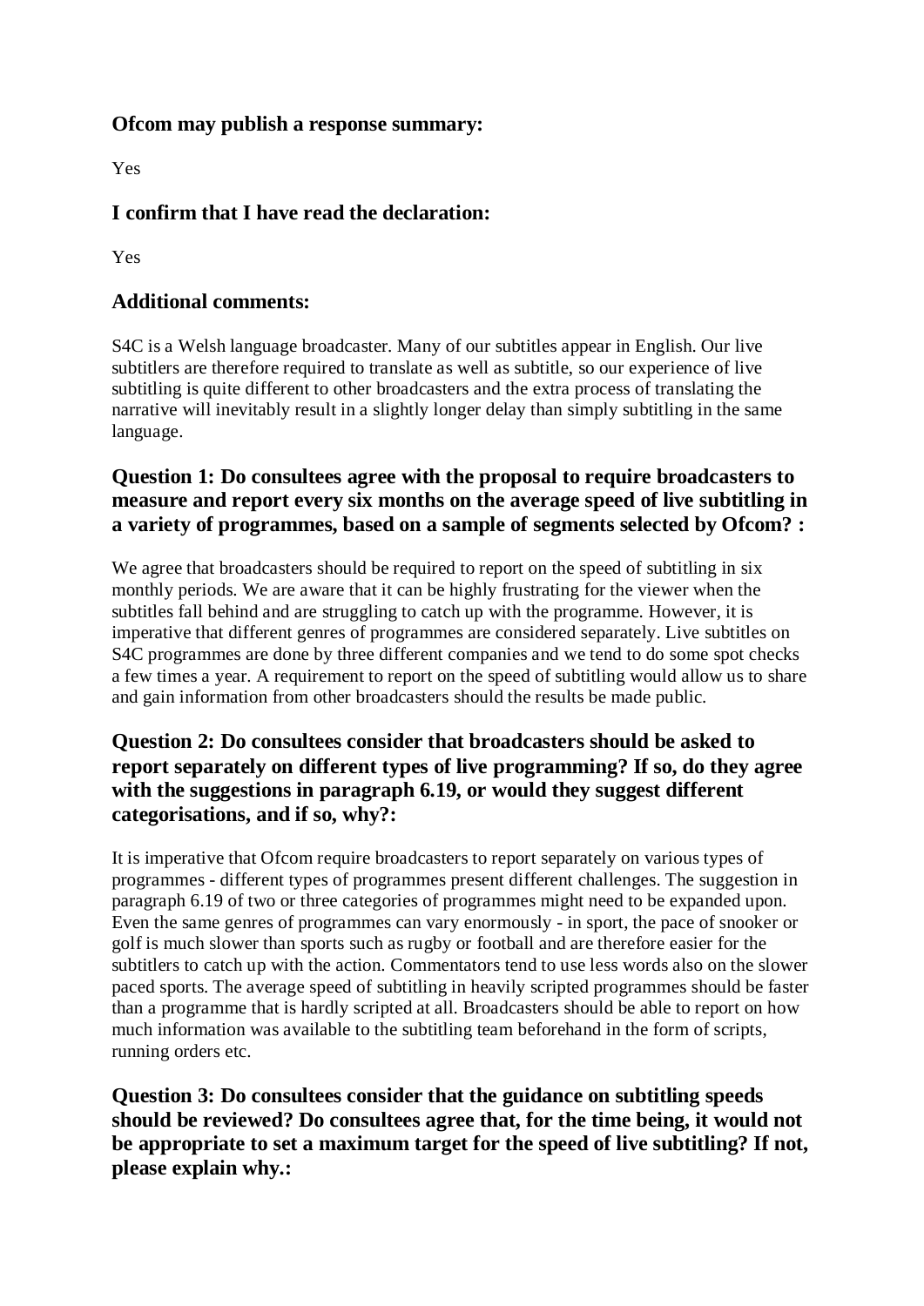### Ofcom may publish a response summary:

Yes

### I confirm that I have read the declaration:

Yes

### Additional comments:

S4C is a Welsh language broadcaster. Many of our subtitles appear in English. Our live subtitlers are therefore required to translate as well as subtitle, so our experience of live subtitling is quite different to other broadcasters and the extra process of translating the narrative will inevitably result in a slightly longer delay than simply subtitling in the same language.

### Question 1: Do consultees agree with the proposal to require broadcasters to measure and report every six months on the average speed of live subtitling in a variety of programmes, based on a sample of segments selected by Ofcom? :

We agree that broadcasters should be required to report on the speed of subtitling in six monthly periods. We are aware that it can be highly frustrating for the viewer when the subtitles fall behind and are struggling to catch up with the programme. However, it is imperative that different genres of programmes are considered separately. Live subtitles on S4C programmes are done by three different companies and we tend to do some spot checks a few times a year. A requirement to report on the speed of subtitling would allow us to share and gain information from other broadcasters should the results be made public.

### Question 2: Do consultees consider that broadcasters should be asked to report separately on different types of live programming? If so, do they agree with the suggestions in paragraph 6.19, or would they suggest different categorisations, and if so, why?:

It is imperative that Ofcom require broadcasters to report separately on various types of programmes - different types of programmes present different challenges. The suggestion in paragraph 6.19 of two or three categories of programmes might need to be expanded upon. Even the same genres of programmes can vary enormously - in sport, the pace of snooker or golf is much slower than sports such as rugby or football and are therefore easier for the subtitlers to catch up with the action. Commentators tend to use less words also on the slower paced sports. The average speed of subtitling in heavily scripted programmes should be faster than a programme that is hardly scripted at all. Broadcasters should be able to report on how much information was available to the subtitling team beforehand in the form of scripts, running orders etc.

### Question 3: Do consultees consider that the guidance on subtitling speeds should be reviewed? Do consultees agree that, for the time being, it would not be appropriate to set a maximum target for the speed of live subtitling? If not, please explain why.: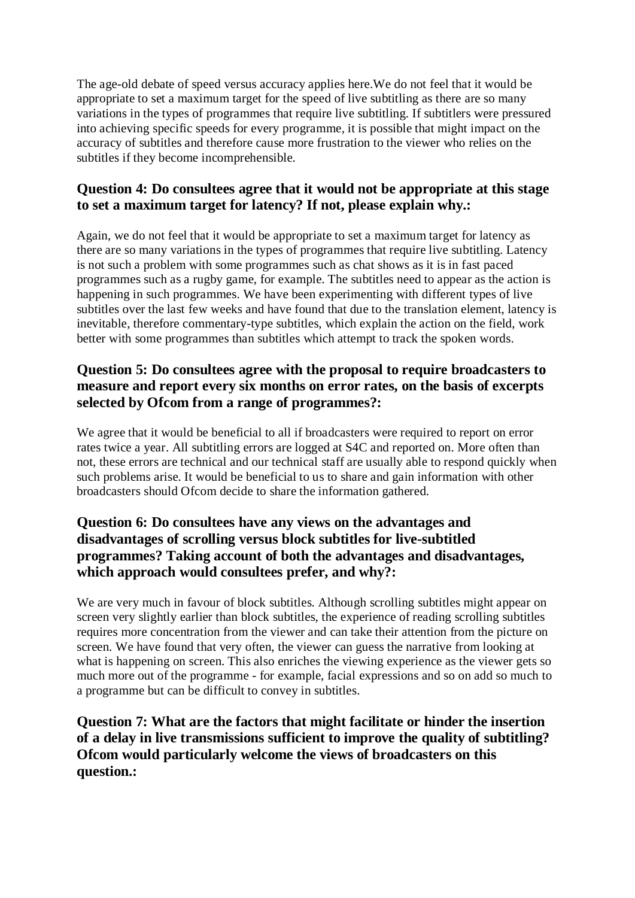The age-old debate of speed versus accuracy applies here.We do not feel that it would be appropriate to set a maximum target for the speed of live subtitling as there are so many variations in the types of programmes that require live subtitling. If subtitlers were pressured into achieving specific speeds for every programme, it is possible that might impact on the accuracy of subtitles and therefore cause more frustration to the viewer who relies on the subtitles if they become incomprehensible.

### Question 4: Do consultees agree that it would not be appropriate at this stage to set a maximum target for latency? If not, please explain why.:

Again, we do not feel that it would be appropriate to set a maximum target for latency as there are so many variations in the types of programmes that require live subtitling. Latency is not such a problem with some programmes such as chat shows as it is in fast paced programmes such as a rugby game, for example. The subtitles need to appear as the action is happening in such programmes. We have been experimenting with different types of live subtitles over the last few weeks and have found that due to the translation element, latency is inevitable, therefore commentary-type subtitles, which explain the action on the field, work better with some programmes than subtitles which attempt to track the spoken words.

### Question 5: Do consultees agree with the proposal to require broadcasters to measure and report every six months on error rates, on the basis of excerpts selected by Ofcom from a range of programmes?:

We agree that it would be beneficial to all if broadcasters were required to report on error rates twice a year. All subtitling errors are logged at S4C and reported on. More often than not, these errors are technical and our technical staff are usually able to respond quickly when such problems arise. It would be beneficial to us to share and gain information with other broadcasters should Ofcom decide to share the information gathered.

### Question 6: Do consultees have any views on the advantages and disadvantages of scrolling versus block subtitles for live-subtitled programmes? Taking account of both the advantages and disadvantages, which approach would consultees prefer, and why?:

We are very much in favour of block subtitles. Although scrolling subtitles might appear on screen very slightly earlier than block subtitles, the experience of reading scrolling subtitles requires more concentration from the viewer and can take their attention from the picture on screen. We have found that very often, the viewer can guess the narrative from looking at what is happening on screen. This also enriches the viewing experience as the viewer gets so much more out of the programme - for example, facial expressions and so on add so much to a programme but can be difficult to convey in subtitles.

### Question 7: What are the factors that might facilitate or hinder the insertion of a delay in live transmissions sufficient to improve the quality of subtitling? Ofcom would particularly welcome the views of broadcasters on this question.: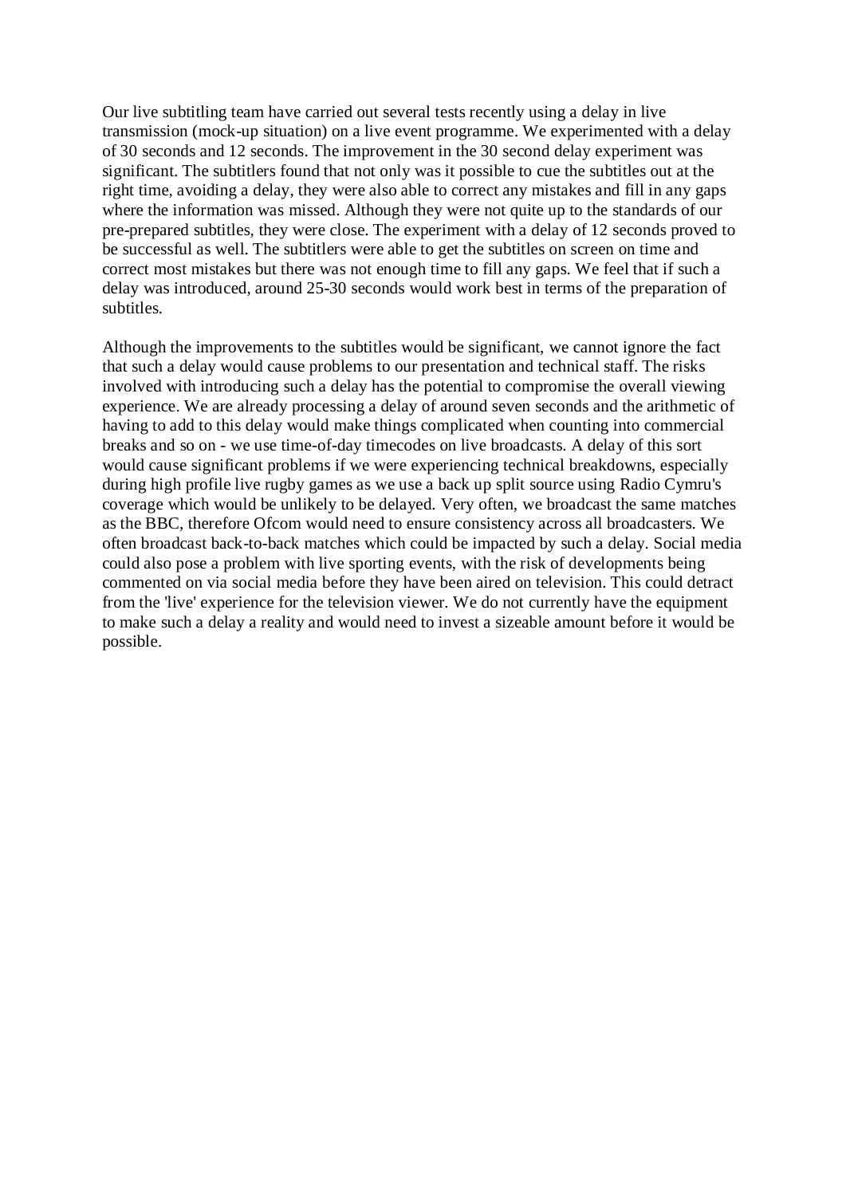Our live subtitling team have carried out several tests recently using a delay in live transmission (mock-up situation) on a live event programme. We experimented with a delay of 30 seconds and 12 seconds. The improvement in the 30 second delay experiment was significant. The subtitlers found that not only was it possible to cue the subtitles out at the right time, avoiding a delay, they were also able to correct any mistakes and fill in any gaps where the information was missed. Although they were not quite up to the standards of our pre-prepared subtitles, they were close. The experiment with a delay of 12 seconds proved to be successful as well. The subtitlers were able to get the subtitles on screen on time and correct most mistakes but there was not enough time to fill any gaps. We feel that if such a delay was introduced, around 25-30 seconds would work best in terms of the preparation of subtitles.

Although the improvements to the subtitles would be significant, we cannot ignore the fact that such a delay would cause problems to our presentation and technical staff. The risks involved with introducing such a delay has the potential to compromise the overall viewing experience. We are already processing a delay of around seven seconds and the arithmetic of having to add to this delay would make things complicated when counting into commercial breaks and so on - we use time-of-day timecodes on live broadcasts. A delay of this sort would cause significant problems if we were experiencing technical breakdowns, especially during high profile live rugby games as we use a back up split source using Radio Cymru's coverage which would be unlikely to be delayed. Very often, we broadcast the same matches as the BBC, therefore Ofcom would need to ensure consistency across all broadcasters. We often broadcast back-to-back matches which could be impacted by such a delay. Social media could also pose a problem with live sporting events, with the risk of developments being commented on via social media before they have been aired on television. This could detract from the 'live' experience for the television viewer. We do not currently have the equipment to make such a delay a reality and would need to invest a sizeable amount before it would be possible.